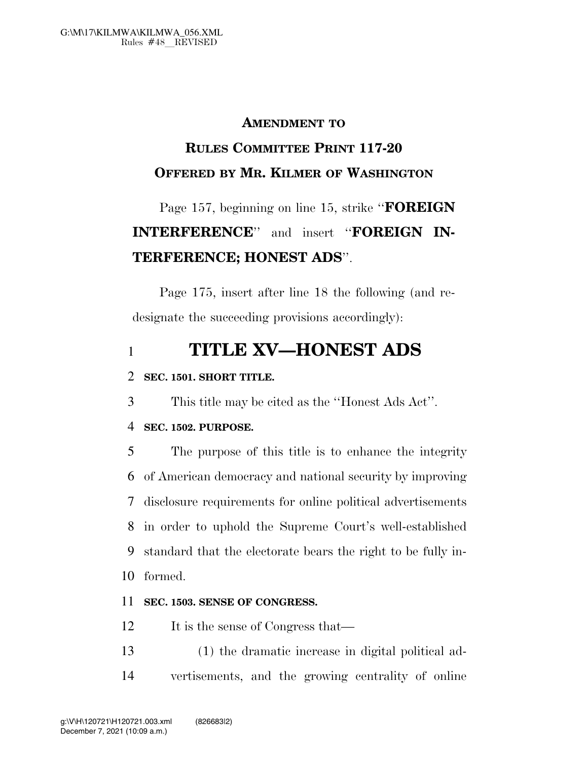**AMENDMENT TO**

**RULES COMMITTEE PRINT 117-20**

**OFFERED BY MR. KILMER OF WASHINGTON**

Page 157, beginning on line 15, strike "**FOREIGN INTERFERENCE**" and insert "**FOREIGN INTERFERENCE; HONEST ADS**".

Page 175, insert after line 18 the following (and redesignate the succeeding provisions accordingly):

# TITLE XV—HONEST ADS

**SEC. 1501. SHORT TITLE.**

This title may be cited as the "Honest Ads Act".

**SEC. 1502. PURPOSE.**

The purpose of this title is to enhance the integrity of American democracy and national security by improving disclosure requirements for online political advertisements in order to uphold the Supreme Court's well-established standard that the electorate bears the right to be fully informed.

**SEC. 1503. SENSE OF CONGRESS.**

It is the sense of Congress that—

(1) the dramatic increase in digital political advertisements, and the growing centrality of online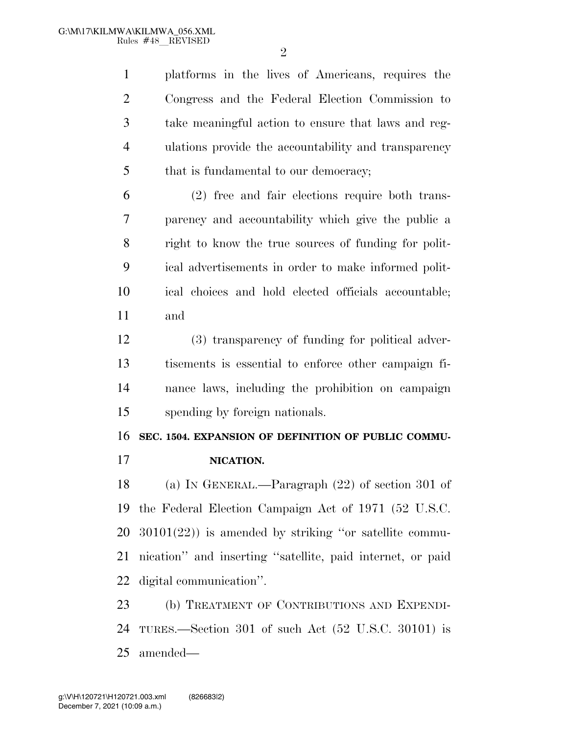platforms in the lives of Americans, requires the Congress and the Federal Election Commission to take meaningful action to ensure that laws and regulations provide the accountability and transparency that is fundamental to our democracy;

(2) free and fair elections require both transparency and accountability which give the public a right to know the true sources of funding for political advertisements in order to make informed political choices and hold elected officials accountable; and

(3) transparency of funding for political advertisements is essential to enforce other campaign finance laws, including the prohibition on campaign spending by foreign nationals.

**SEC. 1504. EXPANSION OF DEFINITION OF PUBLIC COMMUNICATION.**

(a) IN GENERAL.—Paragraph (22) of section 301 of the Federal Election Campaign Act of 1971 (52 U.S.C. 30101(22)) is amended by striking "or satellite communication" and inserting "satellite, paid internet, or paid digital communication".

(b) TREATMENT OF CONTRIBUTIONS AND EXPENDITURES.—Section 301 of such Act (52 U.S.C. 30101) is amended—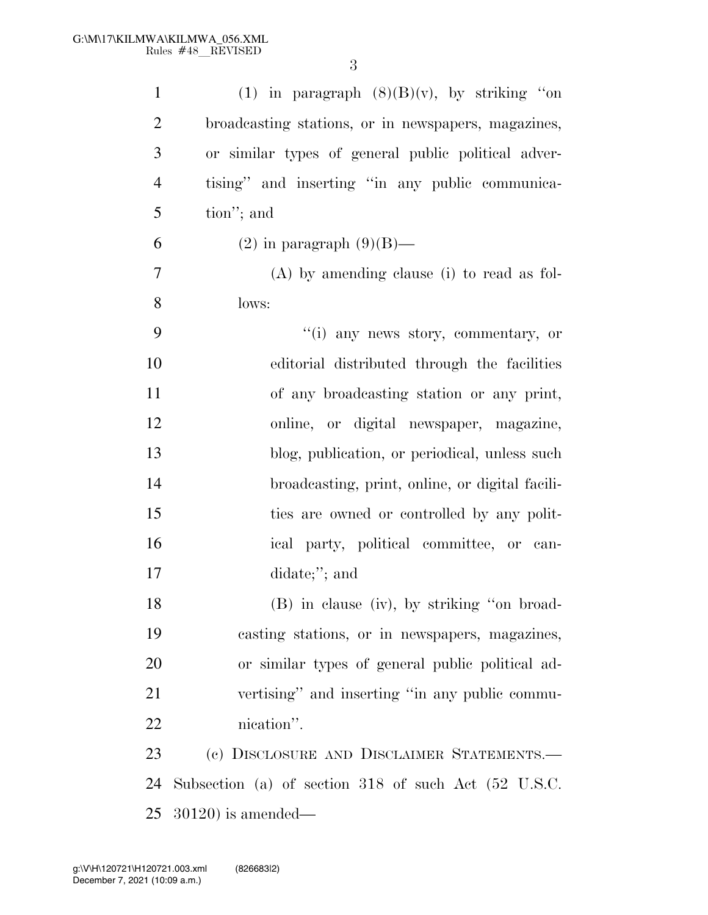(1) in paragraph (8)(B)(v), by striking "on broadcasting stations, or in newspapers, magazines, or similar types of general public political advertising" and inserting "in any public communication"; and

(2) in paragraph (9)(B)—

(A) by amending clause (i) to read as follows:

"(i) any news story, commentary, or editorial distributed through the facilities of any broadcasting station or any print, online, or digital newspaper, magazine, blog, publication, or periodical, unless such broadcasting, print, online, or digital facilities are owned or controlled by any political party, political committee, or candidate;"; and

(B) in clause (iv), by striking "on broadcasting stations, or in newspapers, magazines, or similar types of general public political advertising" and inserting "in any public communication".

(c) DISCLOSURE AND DISCLAIMER STATEMENTS.—Subsection (a) of section 318 of such Act (52 U.S.C. 30120) is amended—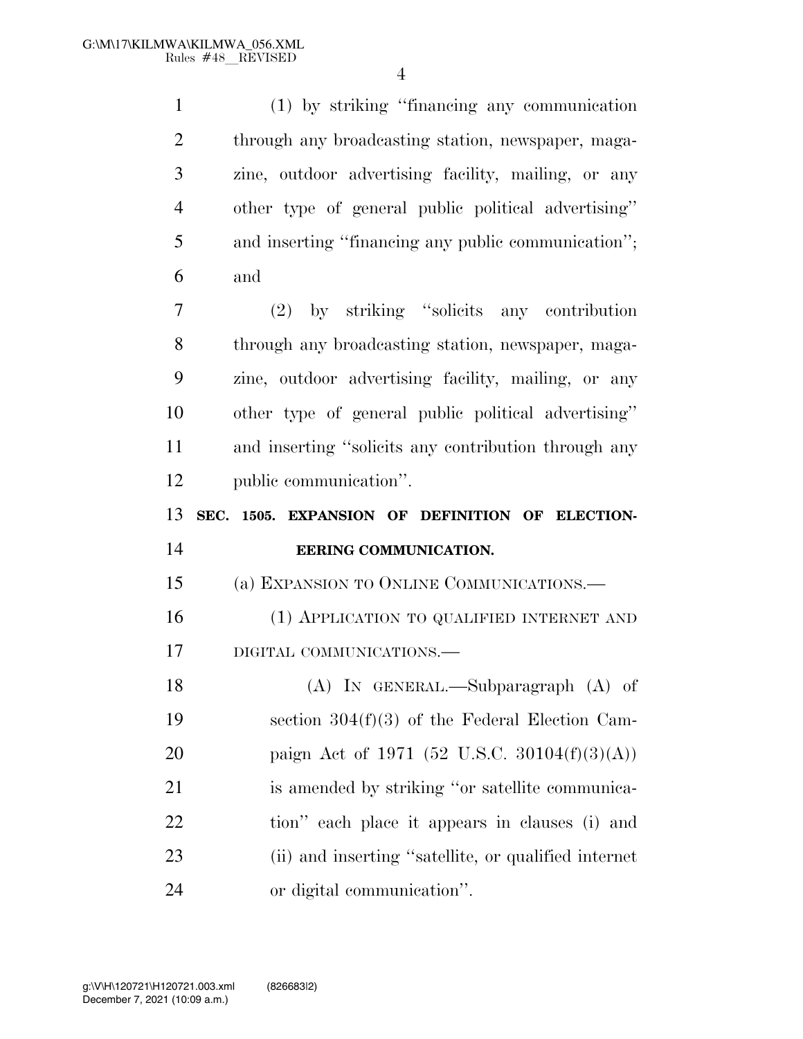(1) by striking "financing any communication through any broadcasting station, newspaper, magazine, outdoor advertising facility, mailing, or any other type of general public political advertising" and inserting "financing any public communication"; and

(2) by striking "solicits any contribution through any broadcasting station, newspaper, magazine, outdoor advertising facility, mailing, or any other type of general public political advertising" and inserting "solicits any contribution through any public communication".

**SEC. 1505. EXPANSION OF DEFINITION OF ELECTIONEERING COMMUNICATION.**

(a) EXPANSION TO ONLINE COMMUNICATIONS.—

(1) APPLICATION TO QUALIFIED INTERNET AND DIGITAL COMMUNICATIONS.—

(A) IN GENERAL.—Subparagraph (A) of section 304(f)(3) of the Federal Election Campaign Act of 1971 (52 U.S.C. 30104(f)(3)(A)) is amended by striking "or satellite communication" each place it appears in clauses (i) and (ii) and inserting "satellite, or qualified internet or digital communication".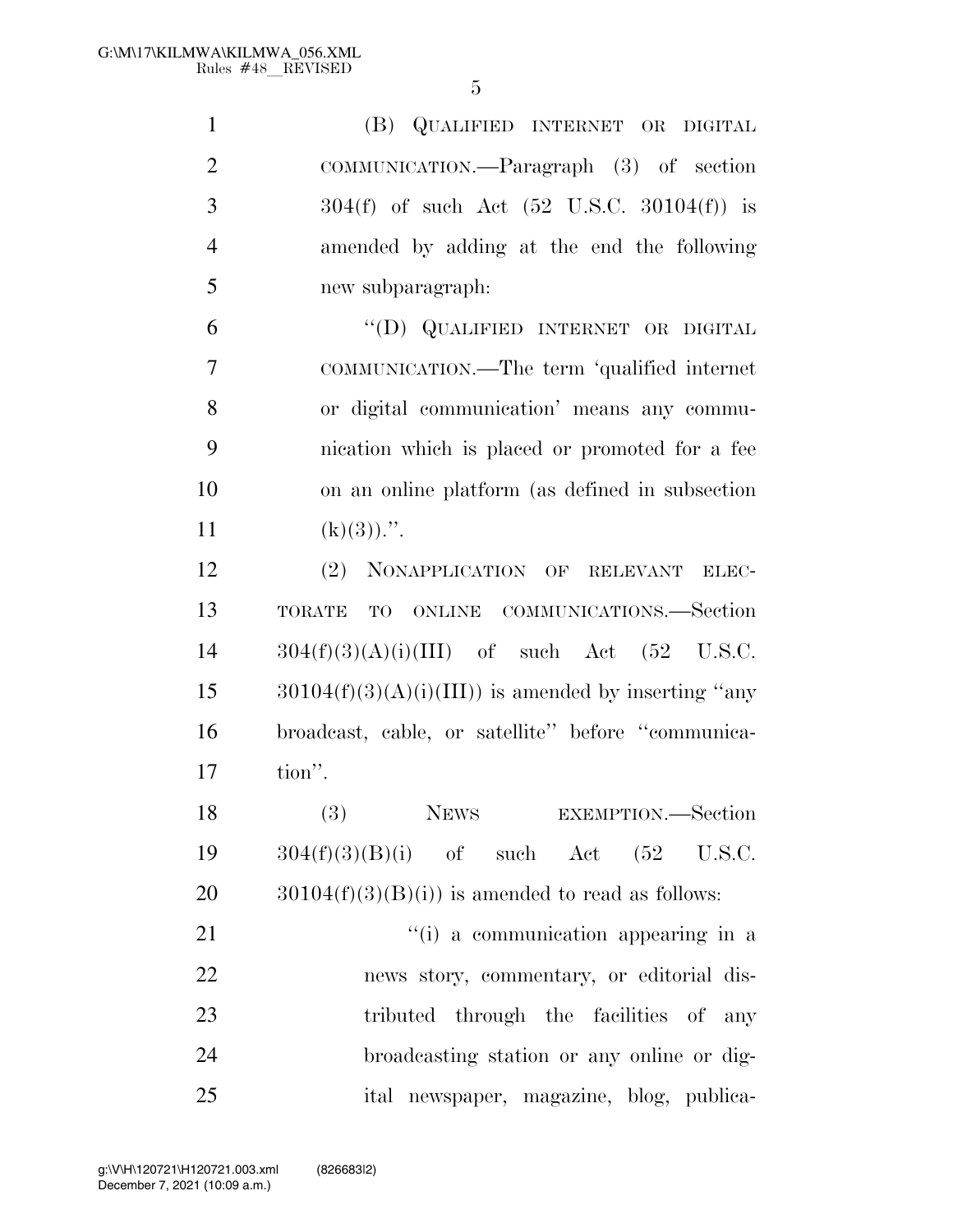(B) QUALIFIED INTERNET OR DIGITAL COMMUNICATION.—Paragraph (3) of section 304(f) of such Act (52 U.S.C. 30104(f)) is amended by adding at the end the following new subparagraph:

"(D) QUALIFIED INTERNET OR DIGITAL COMMUNICATION.—The term 'qualified internet or digital communication' means any communication which is placed or promoted for a fee on an online platform (as defined in subsection (k)(3)).".

(2) NONAPPLICATION OF RELEVANT ELECTORATE TO ONLINE COMMUNICATIONS.—Section 304(f)(3)(A)(i)(III) of such Act (52 U.S.C. 30104(f)(3)(A)(i)(III)) is amended by inserting "any broadcast, cable, or satellite" before "communication".

(3) NEWS EXEMPTION.—Section 304(f)(3)(B)(i) of such Act (52 U.S.C. 30104(f)(3)(B)(i)) is amended to read as follows:

"(i) a communication appearing in a news story, commentary, or editorial distributed through the facilities of any broadcasting station or any online or digital newspaper, magazine, blog, publica-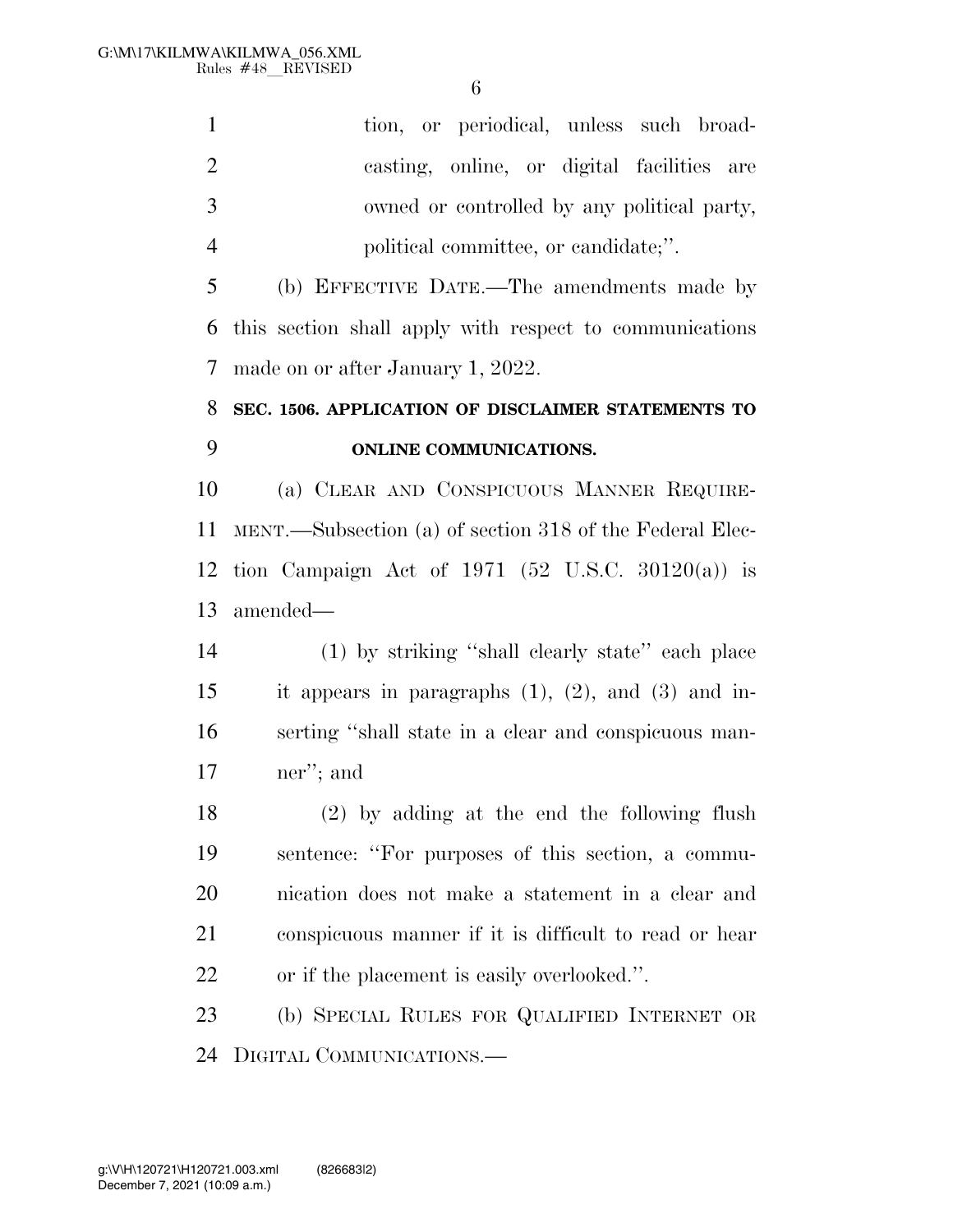tion, or periodical, unless such broadcasting, online, or digital facilities are owned or controlled by any political party, political committee, or candidate;''.

(b) EFFECTIVE DATE.—The amendments made by this section shall apply with respect to communications made on or after January 1, 2022.

**SEC. 1506. APPLICATION OF DISCLAIMER STATEMENTS TO ONLINE COMMUNICATIONS.**

(a) CLEAR AND CONSPICUOUS MANNER REQUIREMENT.—Subsection (a) of section 318 of the Federal Election Campaign Act of 1971 (52 U.S.C. 30120(a)) is amended—

(1) by striking ''shall clearly state'' each place it appears in paragraphs (1), (2), and (3) and inserting ''shall state in a clear and conspicuous manner''; and

(2) by adding at the end the following flush sentence: ''For purposes of this section, a communication does not make a statement in a clear and conspicuous manner if it is difficult to read or hear or if the placement is easily overlooked.''.

(b) SPECIAL RULES FOR QUALIFIED INTERNET OR DIGITAL COMMUNICATIONS.—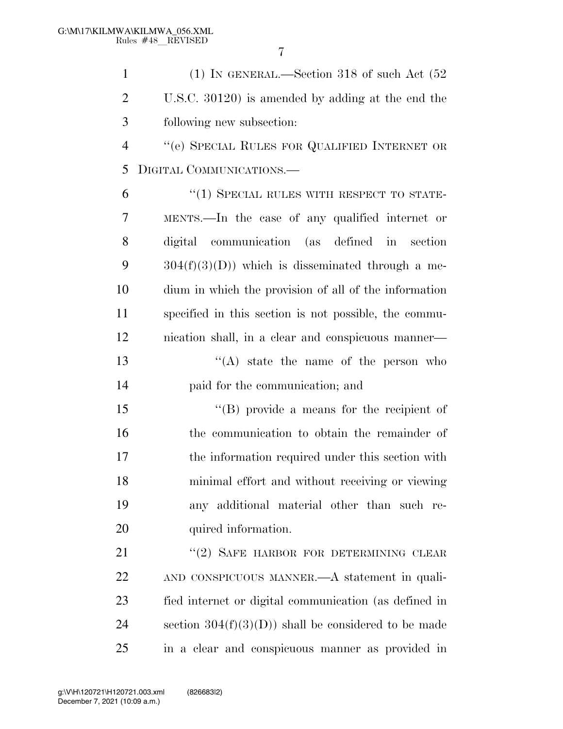(1) IN GENERAL.—Section 318 of such Act (52 U.S.C. 30120) is amended by adding at the end the following new subsection:

"(e) SPECIAL RULES FOR QUALIFIED INTERNET OR DIGITAL COMMUNICATIONS.—

"(1) SPECIAL RULES WITH RESPECT TO STATEMENTS.—In the case of any qualified internet or digital communication (as defined in section 304(f)(3)(D)) which is disseminated through a medium in which the provision of all of the information specified in this section is not possible, the communication shall, in a clear and conspicuous manner—

"(A) state the name of the person who paid for the communication; and

"(B) provide a means for the recipient of the communication to obtain the remainder of the information required under this section with minimal effort and without receiving or viewing any additional material other than such required information.

"(2) SAFE HARBOR FOR DETERMINING CLEAR AND CONSPICUOUS MANNER.—A statement in qualified internet or digital communication (as defined in section 304(f)(3)(D)) shall be considered to be made in a clear and conspicuous manner as provided in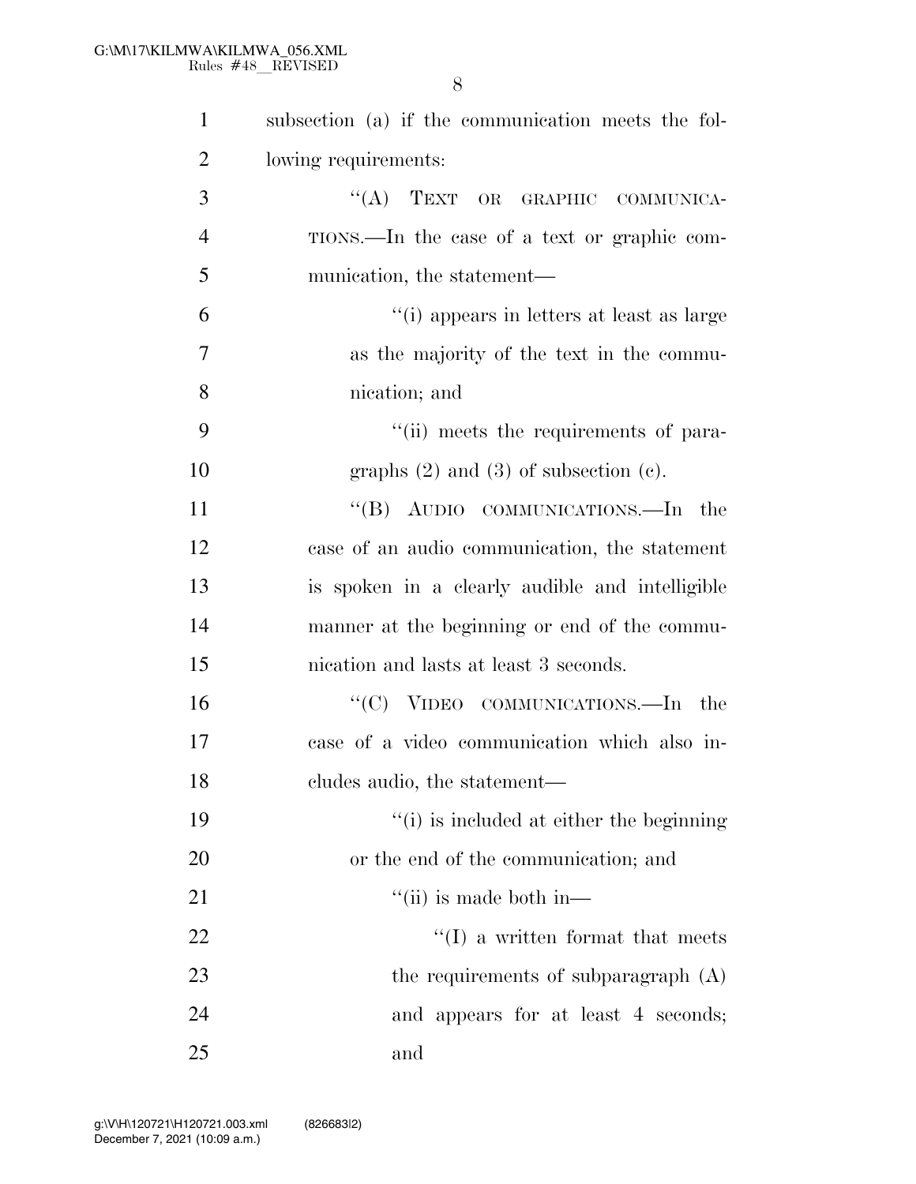subsection (a) if the communication meets the following requirements:

“(A) TEXT OR GRAPHIC COMMUNICATIONS.—In the case of a text or graphic communication, the statement—

“(i) appears in letters at least as large as the majority of the text in the communication; and

“(ii) meets the requirements of paragraphs (2) and (3) of subsection (c).

“(B) AUDIO COMMUNICATIONS.—In the case of an audio communication, the statement is spoken in a clearly audible and intelligible manner at the beginning or end of the communication and lasts at least 3 seconds.

“(C) VIDEO COMMUNICATIONS.—In the case of a video communication which also includes audio, the statement—

“(i) is included at either the beginning or the end of the communication; and

“(ii) is made both in—

“(I) a written format that meets the requirements of subparagraph (A) and appears for at least 4 seconds; and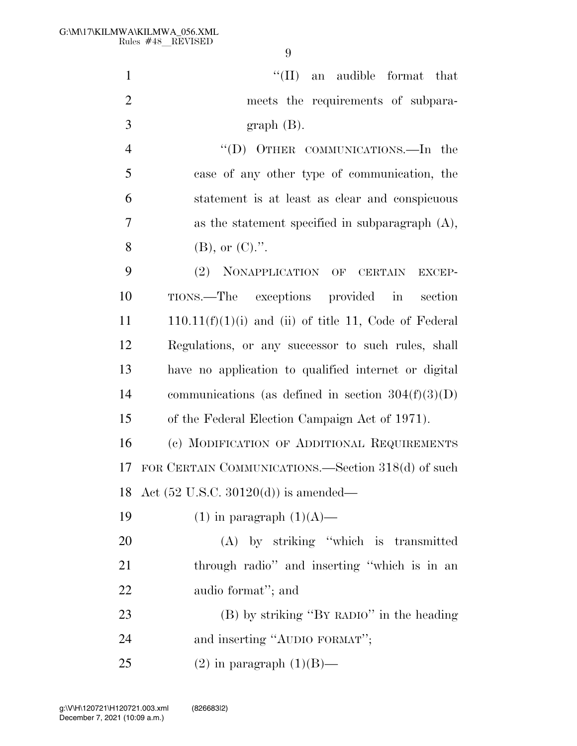"(II) an audible format that meets the requirements of subparagraph (B).

"(D) OTHER COMMUNICATIONS.—In the case of any other type of communication, the statement is at least as clear and conspicuous as the statement specified in subparagraph (A), (B), or (C).".

(2) NONAPPLICATION OF CERTAIN EXCEPTIONS.—The exceptions provided in section 110.11(f)(1)(i) and (ii) of title 11, Code of Federal Regulations, or any successor to such rules, shall have no application to qualified internet or digital communications (as defined in section 304(f)(3)(D) of the Federal Election Campaign Act of 1971).

(c) MODIFICATION OF ADDITIONAL REQUIREMENTS FOR CERTAIN COMMUNICATIONS.—Section 318(d) of such Act (52 U.S.C. 30120(d)) is amended—

(1) in paragraph (1)(A)—

(A) by striking "which is transmitted through radio" and inserting "which is in an audio format"; and

(B) by striking "BY RADIO" in the heading and inserting "AUDIO FORMAT";

(2) in paragraph (1)(B)—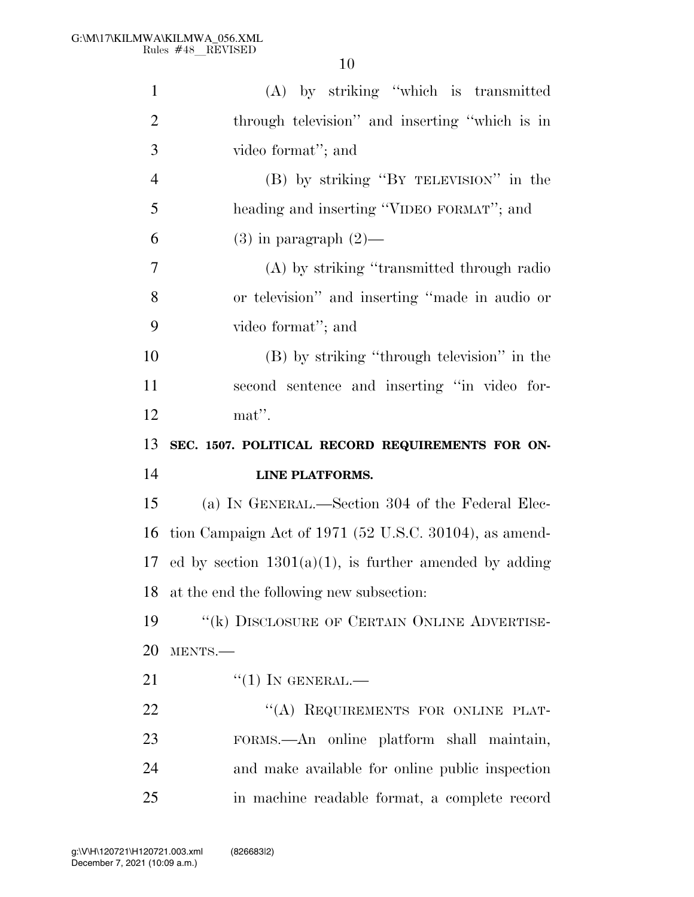(A) by striking "which is transmitted through television" and inserting "which is in video format"; and

(B) by striking "BY TELEVISION" in the heading and inserting "VIDEO FORMAT"; and

(3) in paragraph (2)—

(A) by striking "transmitted through radio or television" and inserting "made in audio or video format"; and

(B) by striking "through television" in the second sentence and inserting "in video format".

**SEC. 1507. POLITICAL RECORD REQUIREMENTS FOR ONLINE PLATFORMS.**

(a) IN GENERAL.—Section 304 of the Federal Election Campaign Act of 1971 (52 U.S.C. 30104), as amended by section 1301(a)(1), is further amended by adding at the end the following new subsection:

"(k) DISCLOSURE OF CERTAIN ONLINE ADVERTISEMENTS.—

"(1) IN GENERAL.—

"(A) REQUIREMENTS FOR ONLINE PLATFORMS.—An online platform shall maintain, and make available for online public inspection in machine readable format, a complete record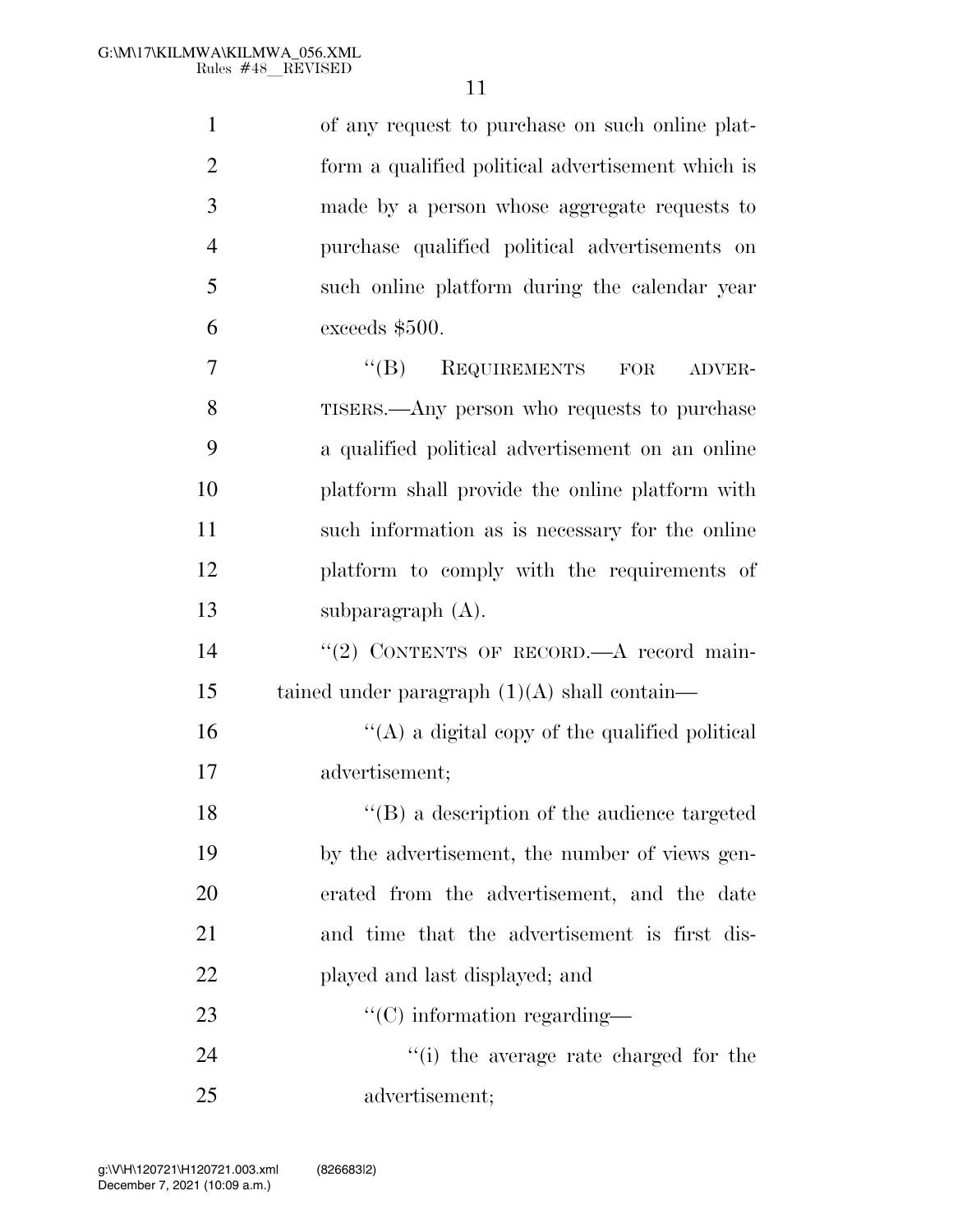of any request to purchase on such online platform a qualified political advertisement which is made by a person whose aggregate requests to purchase qualified political advertisements on such online platform during the calendar year exceeds $500.

"(B) REQUIREMENTS FOR ADVERTISERS.—Any person who requests to purchase a qualified political advertisement on an online platform shall provide the online platform with such information as is necessary for the online platform to comply with the requirements of subparagraph (A).

"(2) CONTENTS OF RECORD.—A record maintained under paragraph (1)(A) shall contain—

"(A) a digital copy of the qualified political advertisement;

"(B) a description of the audience targeted by the advertisement, the number of views generated from the advertisement, and the date and time that the advertisement is first displayed and last displayed; and

"(C) information regarding—

"(i) the average rate charged for the advertisement;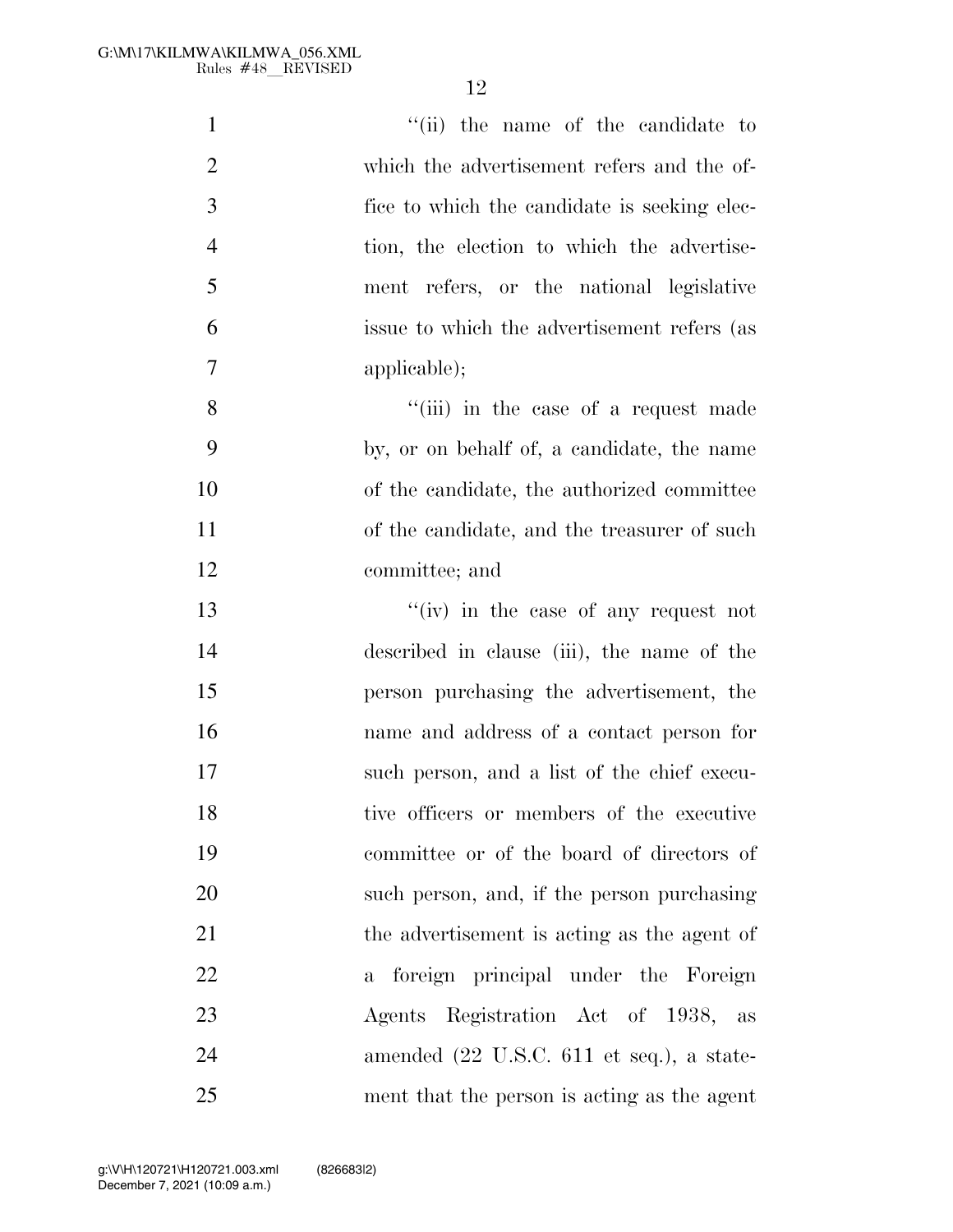''(ii) the name of the candidate to which the advertisement refers and the office to which the candidate is seeking election, the election to which the advertisement refers, or the national legislative issue to which the advertisement refers (as applicable);

''(iii) in the case of a request made by, or on behalf of, a candidate, the name of the candidate, the authorized committee of the candidate, and the treasurer of such committee; and

''(iv) in the case of any request not described in clause (iii), the name of the person purchasing the advertisement, the name and address of a contact person for such person, and a list of the chief executive officers or members of the executive committee or of the board of directors of such person, and, if the person purchasing the advertisement is acting as the agent of a foreign principal under the Foreign Agents Registration Act of 1938, as amended (22 U.S.C. 611 et seq.), a statement that the person is acting as the agent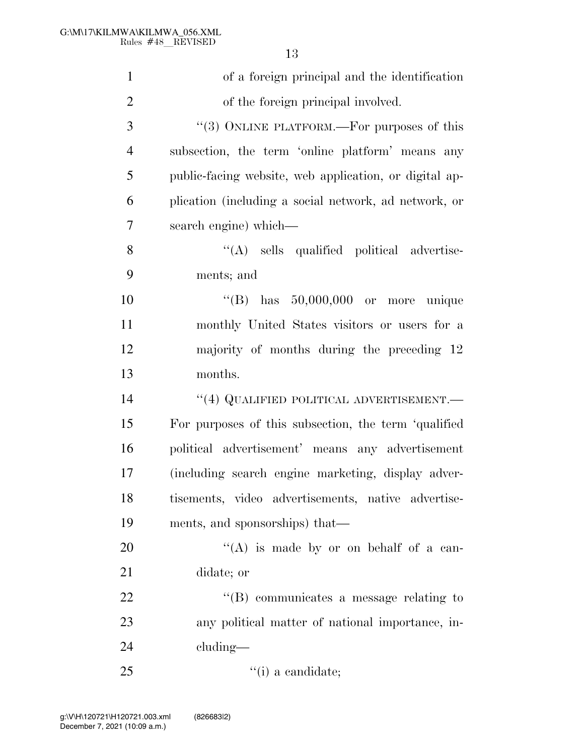of a foreign principal and the identification of the foreign principal involved.

''(3) ONLINE PLATFORM.—For purposes of this subsection, the term 'online platform' means any public-facing website, web application, or digital application (including a social network, ad network, or search engine) which—

''(A) sells qualified political advertisements; and

''(B) has 50,000,000 or more unique monthly United States visitors or users for a majority of months during the preceding 12 months.

''(4) QUALIFIED POLITICAL ADVERTISEMENT.—For purposes of this subsection, the term 'qualified political advertisement' means any advertisement (including search engine marketing, display advertisements, video advertisements, native advertisements, and sponsorships) that—

''(A) is made by or on behalf of a candidate; or

''(B) communicates a message relating to any political matter of national importance, including—

''(i) a candidate;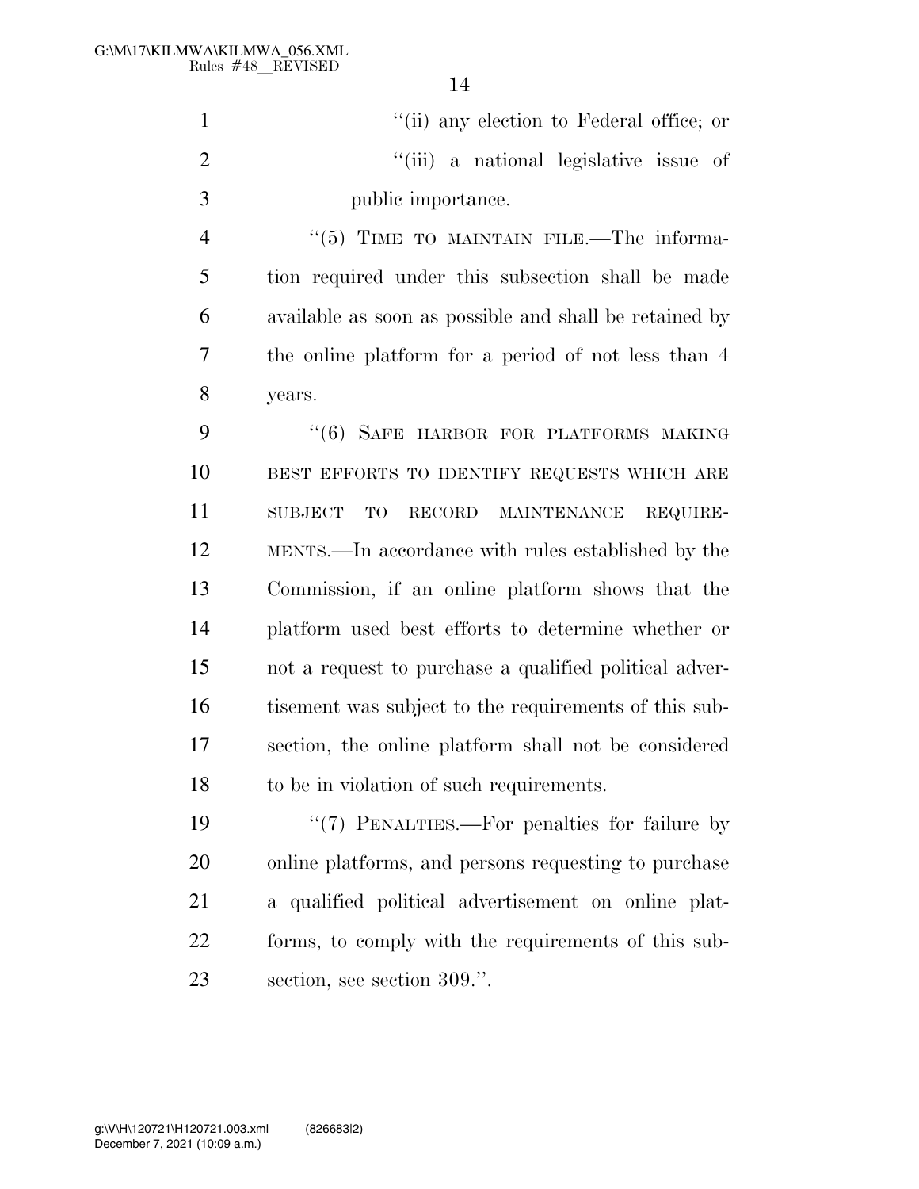''(ii) any election to Federal office; or

''(iii) a national legislative issue of public importance.

''(5) TIME TO MAINTAIN FILE.—The information required under this subsection shall be made available as soon as possible and shall be retained by the online platform for a period of not less than 4 years.

''(6) SAFE HARBOR FOR PLATFORMS MAKING BEST EFFORTS TO IDENTIFY REQUESTS WHICH ARE SUBJECT TO RECORD MAINTENANCE REQUIREMENTS.—In accordance with rules established by the Commission, if an online platform shows that the platform used best efforts to determine whether or not a request to purchase a qualified political advertisement was subject to the requirements of this subsection, the online platform shall not be considered to be in violation of such requirements.

''(7) PENALTIES.—For penalties for failure by online platforms, and persons requesting to purchase a qualified political advertisement on online platforms, to comply with the requirements of this subsection, see section 309.''.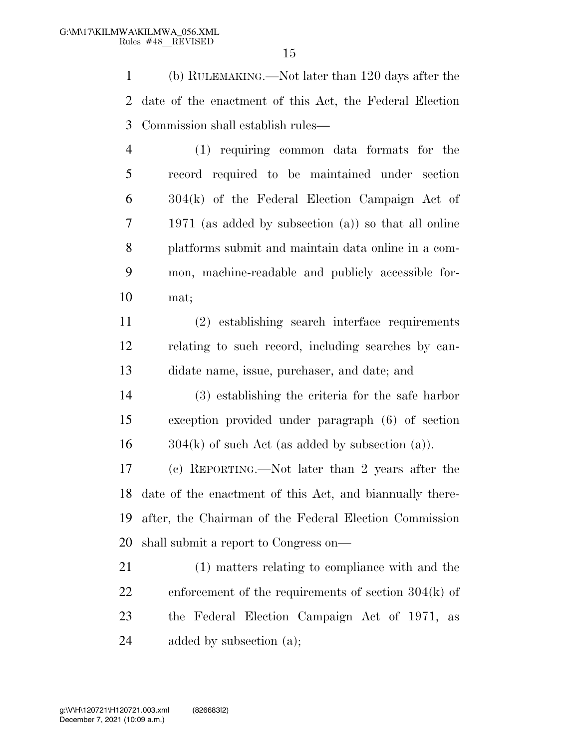(b) RULEMAKING.—Not later than 120 days after the date of the enactment of this Act, the Federal Election Commission shall establish rules—

(1) requiring common data formats for the record required to be maintained under section 304(k) of the Federal Election Campaign Act of 1971 (as added by subsection (a)) so that all online platforms submit and maintain data online in a common, machine-readable and publicly accessible format;

(2) establishing search interface requirements relating to such record, including searches by candidate name, issue, purchaser, and date; and

(3) establishing the criteria for the safe harbor exception provided under paragraph (6) of section 304(k) of such Act (as added by subsection (a)).

(c) REPORTING.—Not later than 2 years after the date of the enactment of this Act, and biannually thereafter, the Chairman of the Federal Election Commission shall submit a report to Congress on—

(1) matters relating to compliance with and the enforcement of the requirements of section 304(k) of the Federal Election Campaign Act of 1971, as added by subsection (a);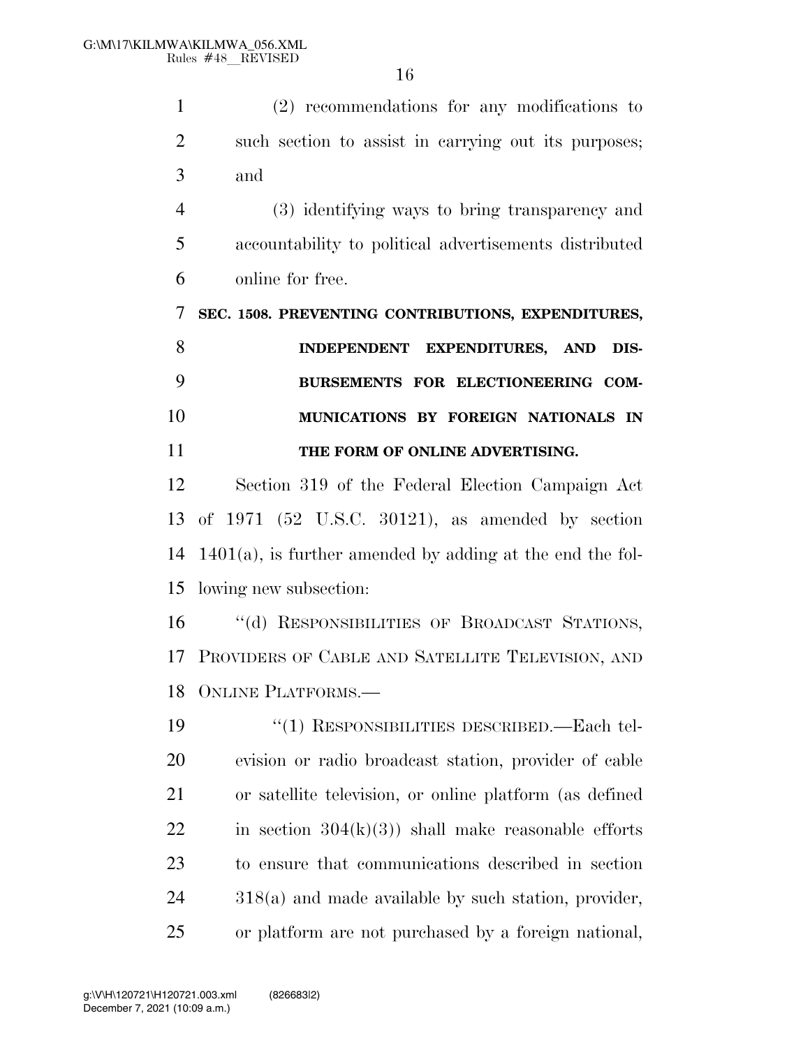(2) recommendations for any modifications to such section to assist in carrying out its purposes; and

(3) identifying ways to bring transparency and accountability to political advertisements distributed online for free.

**SEC. 1508. PREVENTING CONTRIBUTIONS, EXPENDITURES, INDEPENDENT EXPENDITURES, AND DISBURSEMENTS FOR ELECTIONEERING COMMUNICATIONS BY FOREIGN NATIONALS IN THE FORM OF ONLINE ADVERTISING.**

Section 319 of the Federal Election Campaign Act of 1971 (52 U.S.C. 30121), as amended by section 1401(a), is further amended by adding at the end the following new subsection:

''(d) RESPONSIBILITIES OF BROADCAST STATIONS, PROVIDERS OF CABLE AND SATELLITE TELEVISION, AND ONLINE PLATFORMS.—

''(1) RESPONSIBILITIES DESCRIBED.—Each television or radio broadcast station, provider of cable or satellite television, or online platform (as defined in section 304(k)(3)) shall make reasonable efforts to ensure that communications described in section 318(a) and made available by such station, provider, or platform are not purchased by a foreign national,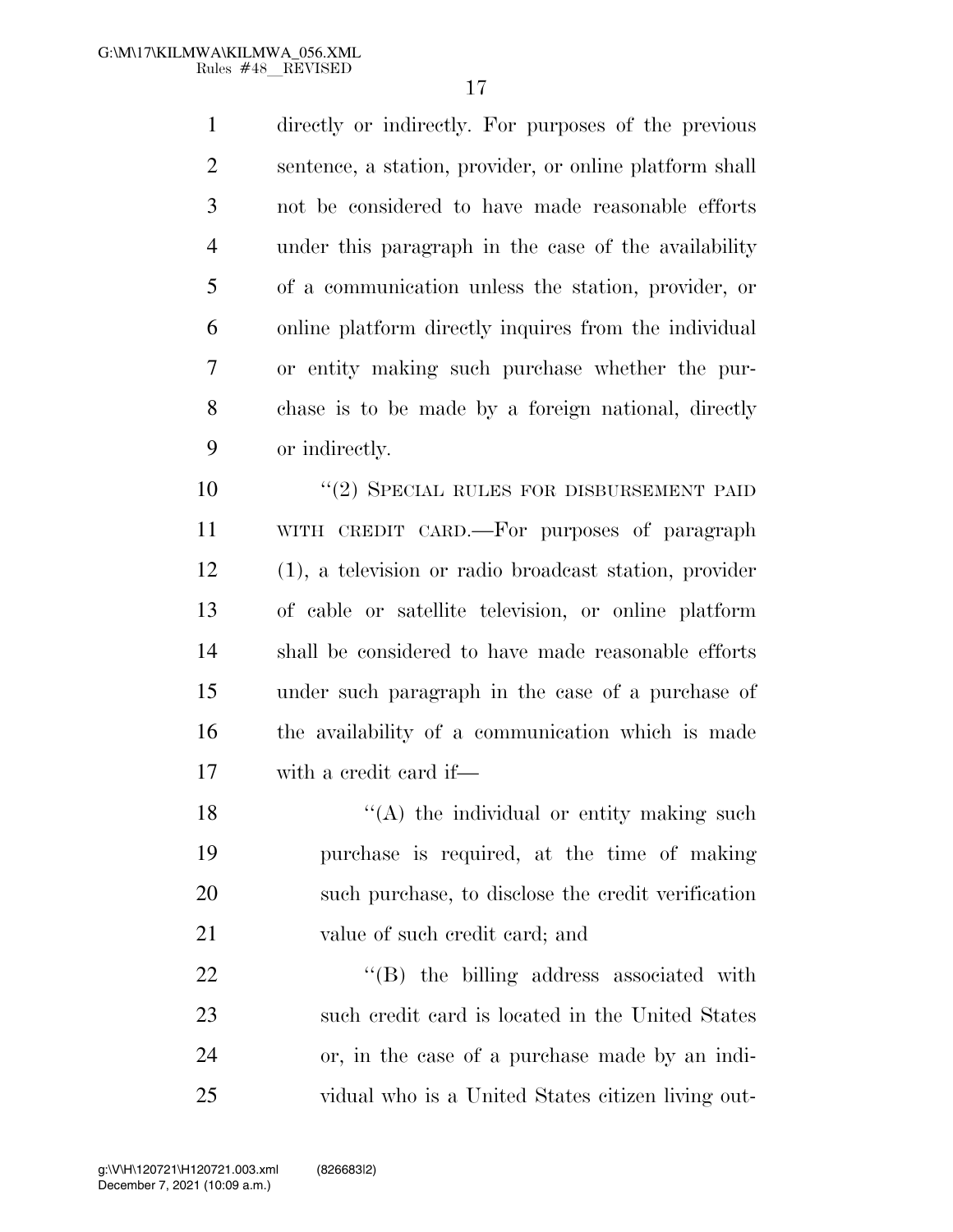directly or indirectly. For purposes of the previous sentence, a station, provider, or online platform shall not be considered to have made reasonable efforts under this paragraph in the case of the availability of a communication unless the station, provider, or online platform directly inquires from the individual or entity making such purchase whether the purchase is to be made by a foreign national, directly or indirectly.

"(2) SPECIAL RULES FOR DISBURSEMENT PAID WITH CREDIT CARD.—For purposes of paragraph (1), a television or radio broadcast station, provider of cable or satellite television, or online platform shall be considered to have made reasonable efforts under such paragraph in the case of a purchase of the availability of a communication which is made with a credit card if—

"(A) the individual or entity making such purchase is required, at the time of making such purchase, to disclose the credit verification value of such credit card; and

"(B) the billing address associated with such credit card is located in the United States or, in the case of a purchase made by an individual who is a United States citizen living out-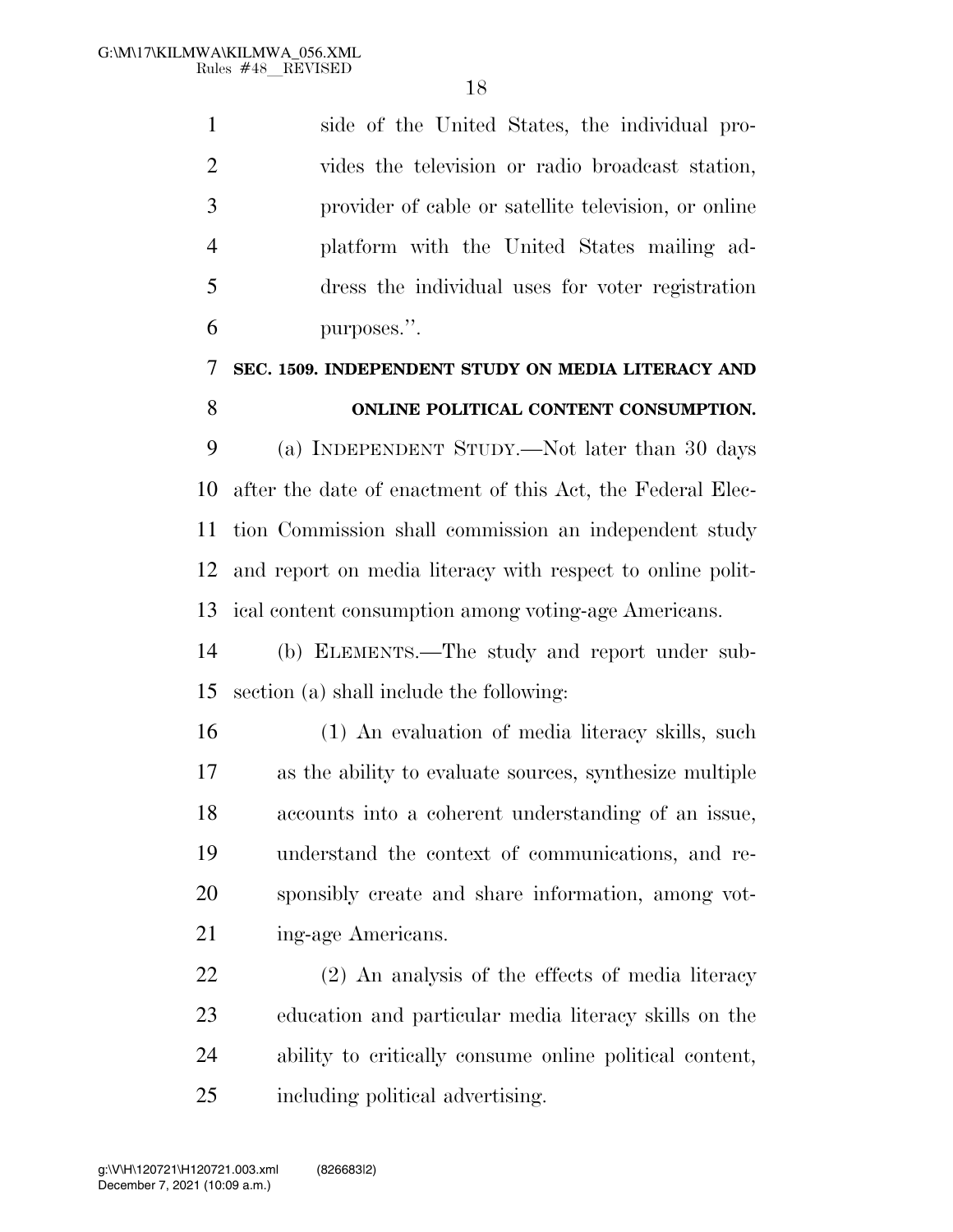side of the United States, the individual provides the television or radio broadcast station, provider of cable or satellite television, or online platform with the United States mailing address the individual uses for voter registration purposes.''.

**SEC. 1509. INDEPENDENT STUDY ON MEDIA LITERACY AND ONLINE POLITICAL CONTENT CONSUMPTION.**

(a) INDEPENDENT STUDY.—Not later than 30 days after the date of enactment of this Act, the Federal Election Commission shall commission an independent study and report on media literacy with respect to online political content consumption among voting-age Americans.

(b) ELEMENTS.—The study and report under subsection (a) shall include the following:

(1) An evaluation of media literacy skills, such as the ability to evaluate sources, synthesize multiple accounts into a coherent understanding of an issue, understand the context of communications, and responsibly create and share information, among voting-age Americans.

(2) An analysis of the effects of media literacy education and particular media literacy skills on the ability to critically consume online political content, including political advertising.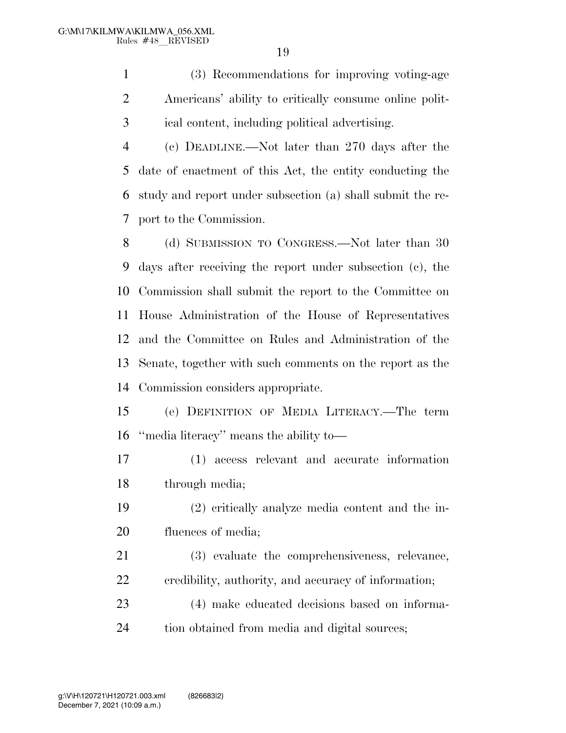(3) Recommendations for improving voting-age Americans' ability to critically consume online political content, including political advertising.

(c) DEADLINE.—Not later than 270 days after the date of enactment of this Act, the entity conducting the study and report under subsection (a) shall submit the report to the Commission.

(d) SUBMISSION TO CONGRESS.—Not later than 30 days after receiving the report under subsection (c), the Commission shall submit the report to the Committee on House Administration of the House of Representatives and the Committee on Rules and Administration of the Senate, together with such comments on the report as the Commission considers appropriate.

(e) DEFINITION OF MEDIA LITERACY.—The term ''media literacy'' means the ability to—

(1) access relevant and accurate information through media;

(2) critically analyze media content and the influences of media;

(3) evaluate the comprehensiveness, relevance, credibility, authority, and accuracy of information;

(4) make educated decisions based on information obtained from media and digital sources;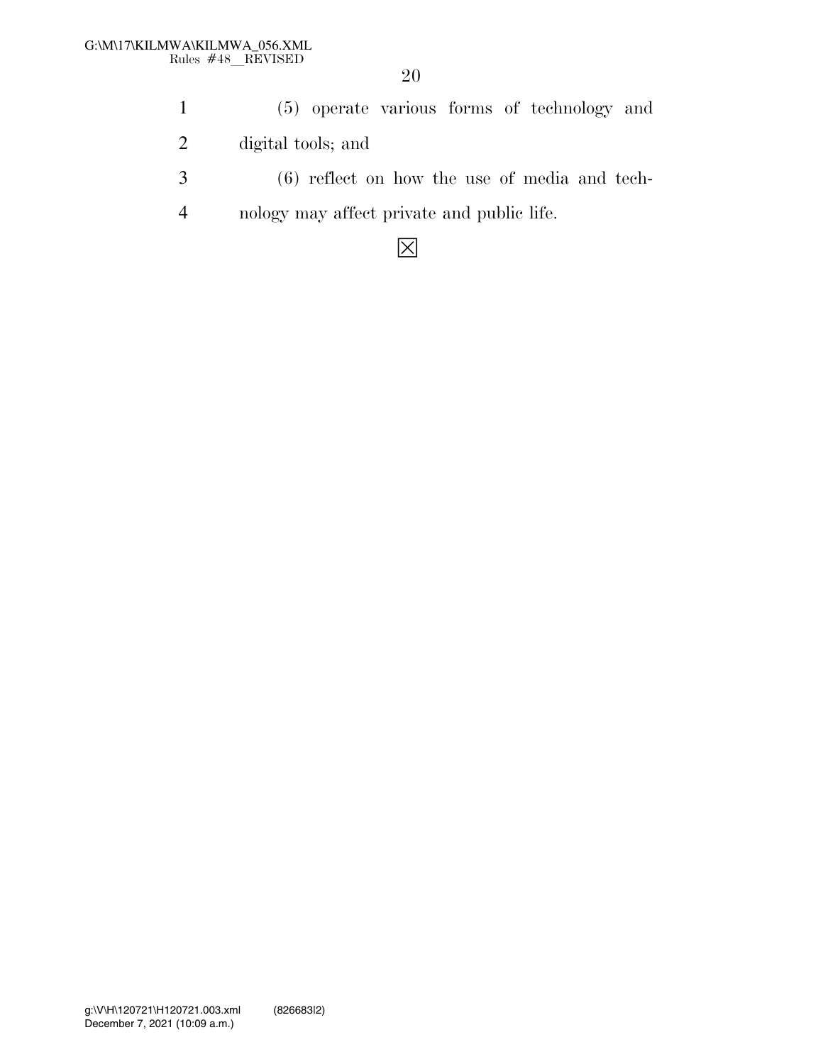(5) operate various forms of technology and digital tools; and

(6) reflect on how the use of media and technology may affect private and public life.